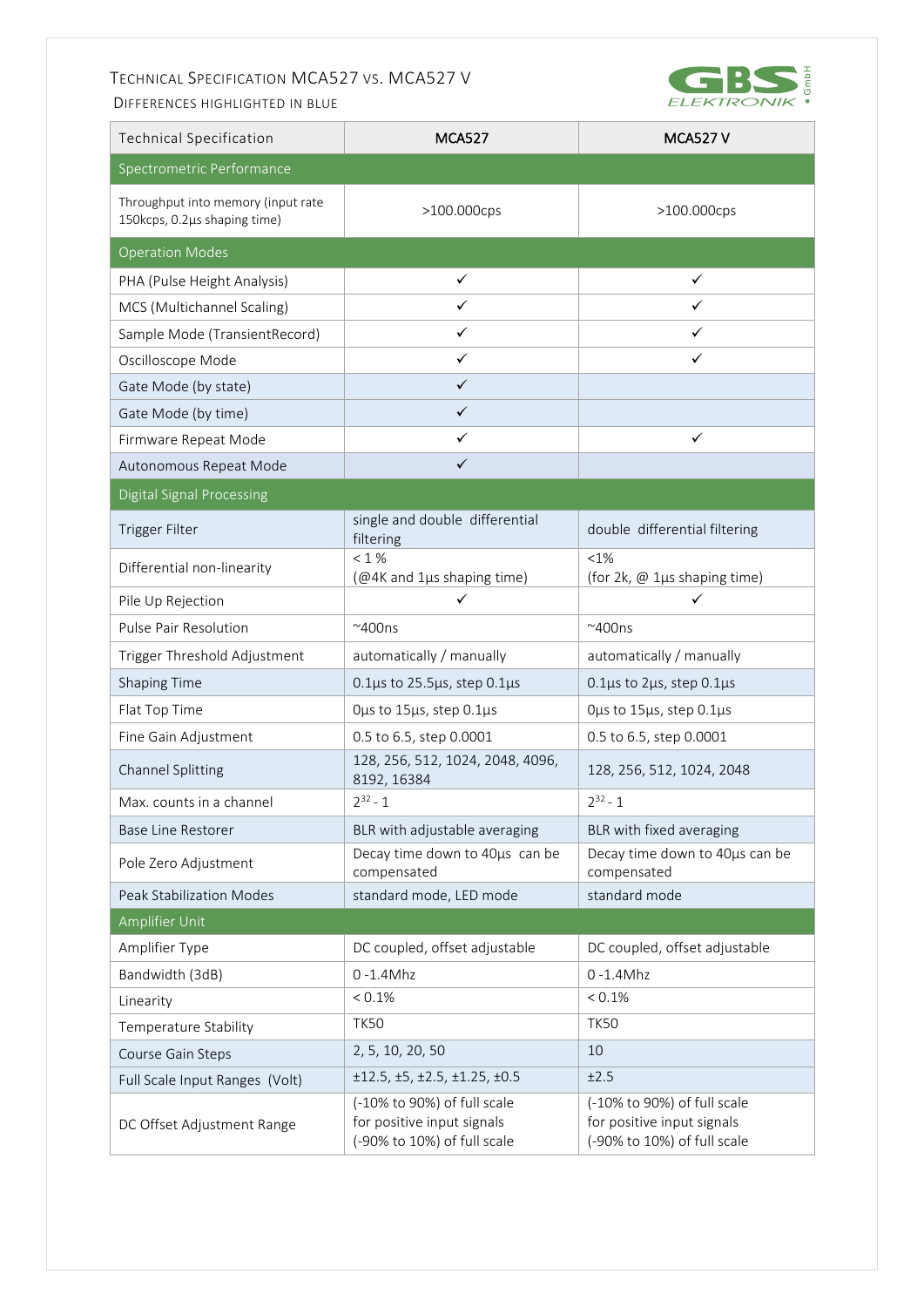# Technical Specification MCA527 vs. MCA527 V

Differences highlighted in blue

| Technical Specification | MCA527 | MCA527 V |
|---|---|---|
| **Spectrometric Performance** | | |
| Throughput into memory (input rate 150kcps, 0.2µs shaping time) | >100.000cps | >100.000cps |
| **Operation Modes** | | |
| PHA (Pulse Height Analysis) | ✓ | ✓ |
| MCS (Multichannel Scaling) | ✓ | ✓ |
| Sample Mode (TransientRecord) | ✓ | ✓ |
| Oscilloscope Mode | ✓ | ✓ |
| Gate Mode (by state) | ✓ | |
| Gate Mode (by time) | ✓ | |
| Firmware Repeat Mode | ✓ | ✓ |
| Autonomous Repeat Mode | ✓ | |
| **Digital Signal Processing** | | |
| Trigger Filter | single and double differential filtering | double differential filtering |
| Differential non-linearity | < 1 % (@4K and 1µs shaping time) | <1% (for 2k, @ 1µs shaping time) |
| Pile Up Rejection | ✓ | ✓ |
| Pulse Pair Resolution | ~400ns | ~400ns |
| Trigger Threshold Adjustment | automatically / manually | automatically / manually |
| Shaping Time | 0.1µs to 25.5µs, step 0.1µs | 0.1µs to 2µs, step 0.1µs |
| Flat Top Time | 0µs to 15µs, step 0.1µs | 0µs to 15µs, step 0.1µs |
| Fine Gain Adjustment | 0.5 to 6.5, step 0.0001 | 0.5 to 6.5, step 0.0001 |
| Channel Splitting | 128, 256, 512, 1024, 2048, 4096, 8192, 16384 | 128, 256, 512, 1024, 2048 |
| Max. counts in a channel | $2^{32}$ - 1 | $2^{32}$ - 1 |
| Base Line Restorer | BLR with adjustable averaging | BLR with fixed averaging |
| Pole Zero Adjustment | Decay time down to 40µs can be compensated | Decay time down to 40µs can be compensated |
| Peak Stabilization Modes | standard mode, LED mode | standard mode |
| **Amplifier Unit** | | |
| Amplifier Type | DC coupled, offset adjustable | DC coupled, offset adjustable |
| Bandwidth (3dB) | 0 -1.4Mhz | 0 -1.4Mhz |
| Linearity | < 0.1% | < 0.1% |
| Temperature Stability | TK50 | TK50 |
| Course Gain Steps | 2, 5, 10, 20, 50 | 10 |
| Full Scale Input Ranges (Volt) | ±12.5, ±5, ±2.5, ±1.25, ±0.5 | ±2.5 |
| DC Offset Adjustment Range | (-10% to 90%) of full scale for positive input signals (-90% to 10%) of full scale | (-10% to 90%) of full scale for positive input signals (-90% to 10%) of full scale |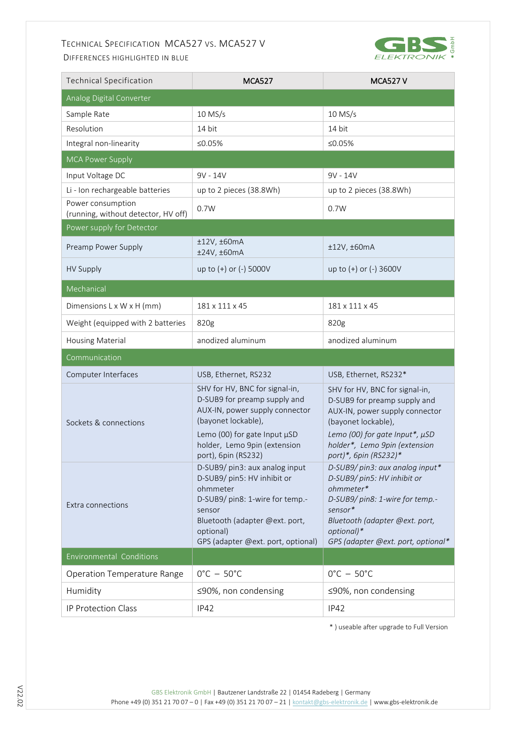# TECHNICAL SPECIFICATION MCA527 VS. MCA527 V

DIFFERENCES HIGHLIGHTED IN BLUE

| Technical Specification | MCA527 | MCA527 V |
|---|---|---|
| Analog Digital Converter | | |
| Sample Rate | 10 MS/s | 10 MS/s |
| Resolution | 14 bit | 14 bit |
| Integral non-linearity | ≤0.05% | ≤0.05% |
| MCA Power Supply | | |
| Input Voltage DC | 9V - 14V | 9V - 14V |
| Li - Ion rechargeable batteries | up to 2 pieces (38.8Wh) | up to 2 pieces (38.8Wh) |
| Power consumption (running, without detector, HV off) | 0.7W | 0.7W |
| Power supply for Detector | | |
| Preamp Power Supply | ±12V, ±60mA<br>±24V, ±60mA | ±12V, ±60mA |
| HV Supply | up to (+) or (-) 5000V | up to (+) or (-) 3600V |
| Mechanical | | |
| Dimensions L x W x H (mm) | 181 x 111 x 45 | 181 x 111 x 45 |
| Weight (equipped with 2 batteries | 820g | 820g |
| Housing Material | anodized aluminum | anodized aluminum |
| Communication | | |
| Computer Interfaces | USB, Ethernet, RS232 | USB, Ethernet, RS232* |
| Sockets & connections | SHV for HV, BNC for signal-in, D-SUB9 for preamp supply and AUX-IN, power supply connector (bayonet lockable),<br>Lemo (00) for gate Input µSD holder, Lemo 9pin (extension port), 6pin (RS232) | SHV for HV, BNC for signal-in, D-SUB9 for preamp supply and AUX-IN, power supply connector (bayonet lockable),<br>*Lemo (00) for gate Input*, µSD holder*, Lemo 9pin (extension port)*, 6pin (RS232)** |
| Extra connections | D-SUB9/ pin3: aux analog input<br>D-SUB9/ pin5: HV inhibit or ohmmeter<br>D-SUB9/ pin8: 1-wire for temp.-sensor<br>Bluetooth (adapter @ext. port, optional)<br>GPS (adapter @ext. port, optional) | *D-SUB9/ pin3: aux analog input**<br>*D-SUB9/ pin5: HV inhibit or ohmmeter**<br>*D-SUB9/ pin8: 1-wire for temp.-sensor**<br>*Bluetooth (adapter @ext. port, optional)**<br>*GPS (adapter @ext. port, optional** |
| Environmental Conditions | | |
| Operation Temperature Range | 0°C – 50°C | 0°C – 50°C |
| Humidity | ≤90%, non condensing | ≤90%, non condensing |
| IP Protection Class | IP42 | IP42 |

\* ) useable after upgrade to Full Version

V22.02

GBS Elektronik GmbH | Bautzener Landstraße 22 | 01454 Radeberg | Germany
Phone +49 (0) 351 21 70 07 – 0 | Fax +49 (0) 351 21 70 07 – 21 | kontakt@gbs-elektronik.de | www.gbs-elektronik.de